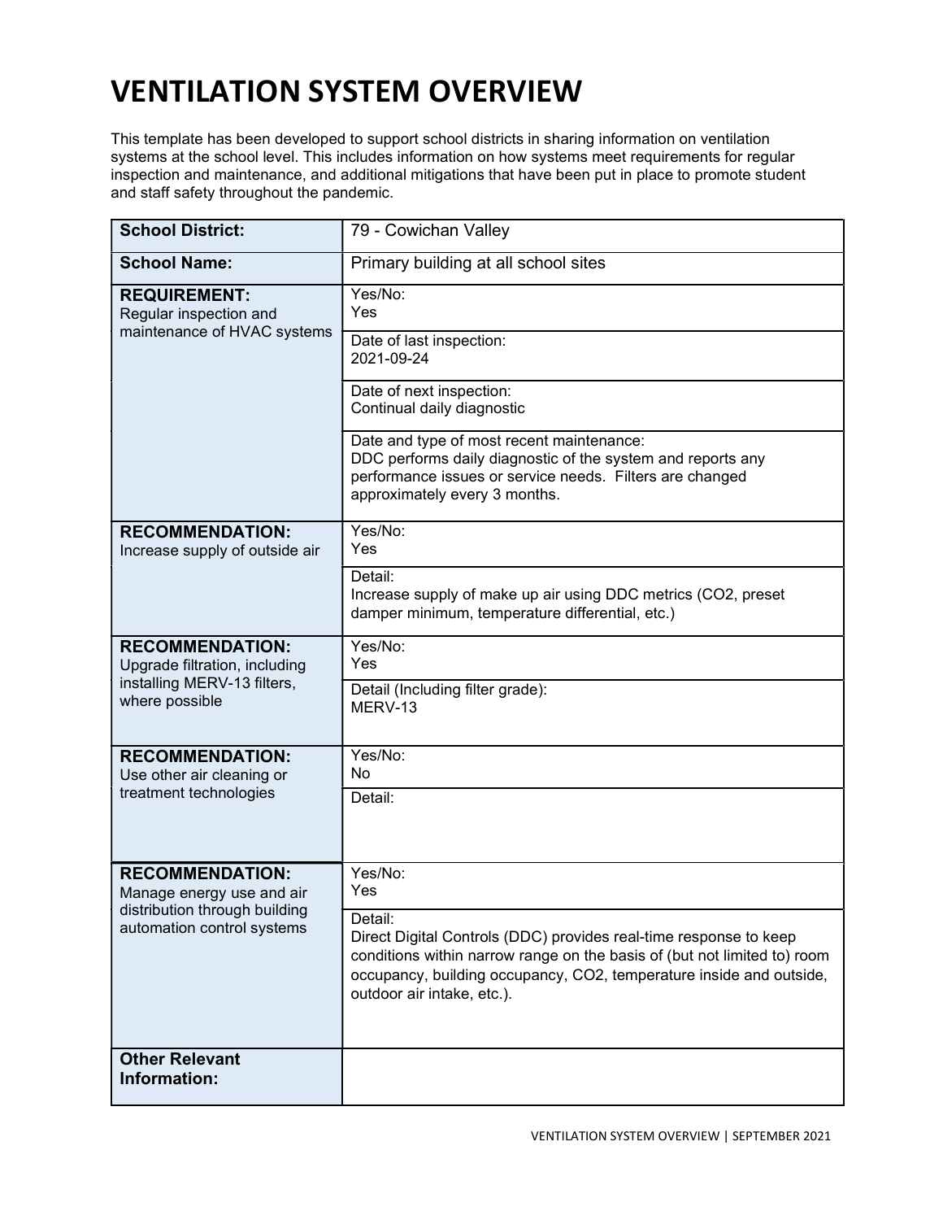# VENTILATION SYSTEM OVERVIEW

This template has been developed to support school districts in sharing information on ventilation systems at the school level. This includes information on how systems meet requirements for regular inspection and maintenance, and additional mitigations that have been put in place to promote student and staff safety throughout the pandemic.

| **School District:** | 79 - Cowichan Valley |
|---|---|
| **School Name:** | Primary building at all school sites |
| **REQUIREMENT:** Regular inspection and maintenance of HVAC systems | Yes/No: Yes |
| | Date of last inspection: 2021-09-24 |
| | Date of next inspection: Continual daily diagnostic |
| | Date and type of most recent maintenance: DDC performs daily diagnostic of the system and reports any performance issues or service needs. Filters are changed approximately every 3 months. |
| **RECOMMENDATION:** Increase supply of outside air | Yes/No: Yes |
| | Detail: Increase supply of make up air using DDC metrics (CO2, preset damper minimum, temperature differential, etc.) |
| **RECOMMENDATION:** Upgrade filtration, including installing MERV-13 filters, where possible | Yes/No: Yes |
| | Detail (Including filter grade): MERV-13 |
| **RECOMMENDATION:** Use other air cleaning or treatment technologies | Yes/No: No |
| | Detail: |
| **RECOMMENDATION:** Manage energy use and air distribution through building automation control systems | Yes/No: Yes |
| | Detail: Direct Digital Controls (DDC) provides real-time response to keep conditions within narrow range on the basis of (but not limited to) room occupancy, building occupancy, CO2, temperature inside and outside, outdoor air intake, etc.). |
| **Other Relevant Information:** | |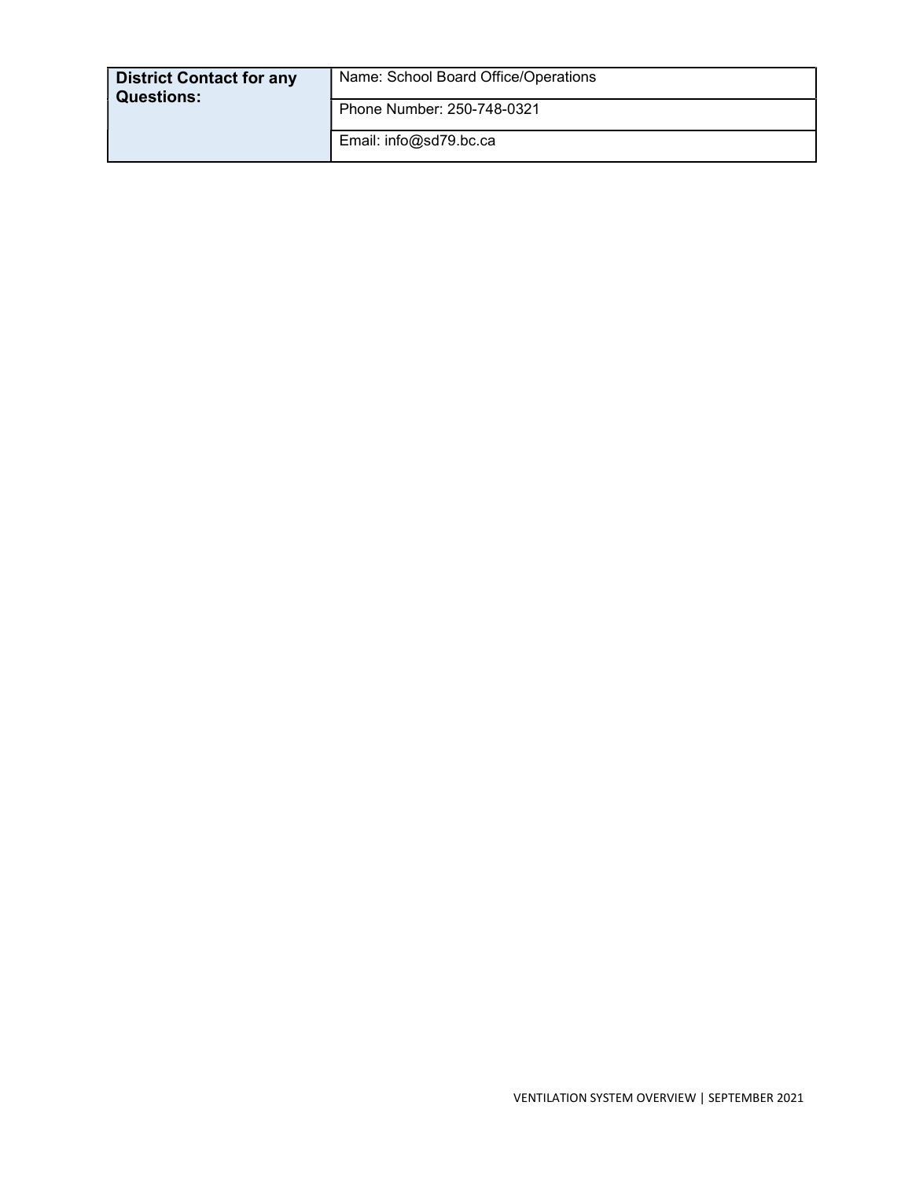| | |
|---|---|
| **District Contact for any Questions:** | Name: School Board Office/Operations |
| | Phone Number: 250-748-0321 |
| | Email: info@sd79.bc.ca |